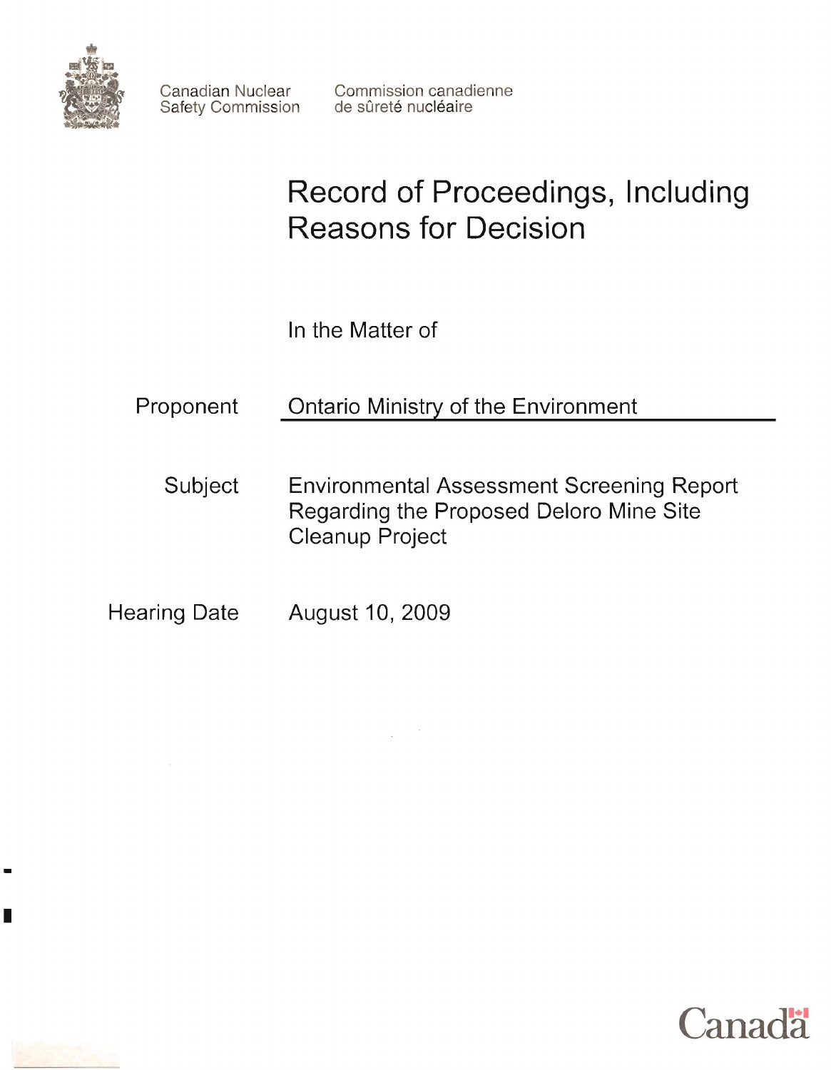Canadian Nuclear Safety Commission

Commission canadienne de sûreté nucléaire

# Record of Proceedings, Including Reasons for Decision

In the Matter of

Proponent: Ontario Ministry of the Environment

Subject: Environmental Assessment Screening Report Regarding the Proposed Deloro Mine Site Cleanup Project

Hearing Date: August 10, 2009

Canada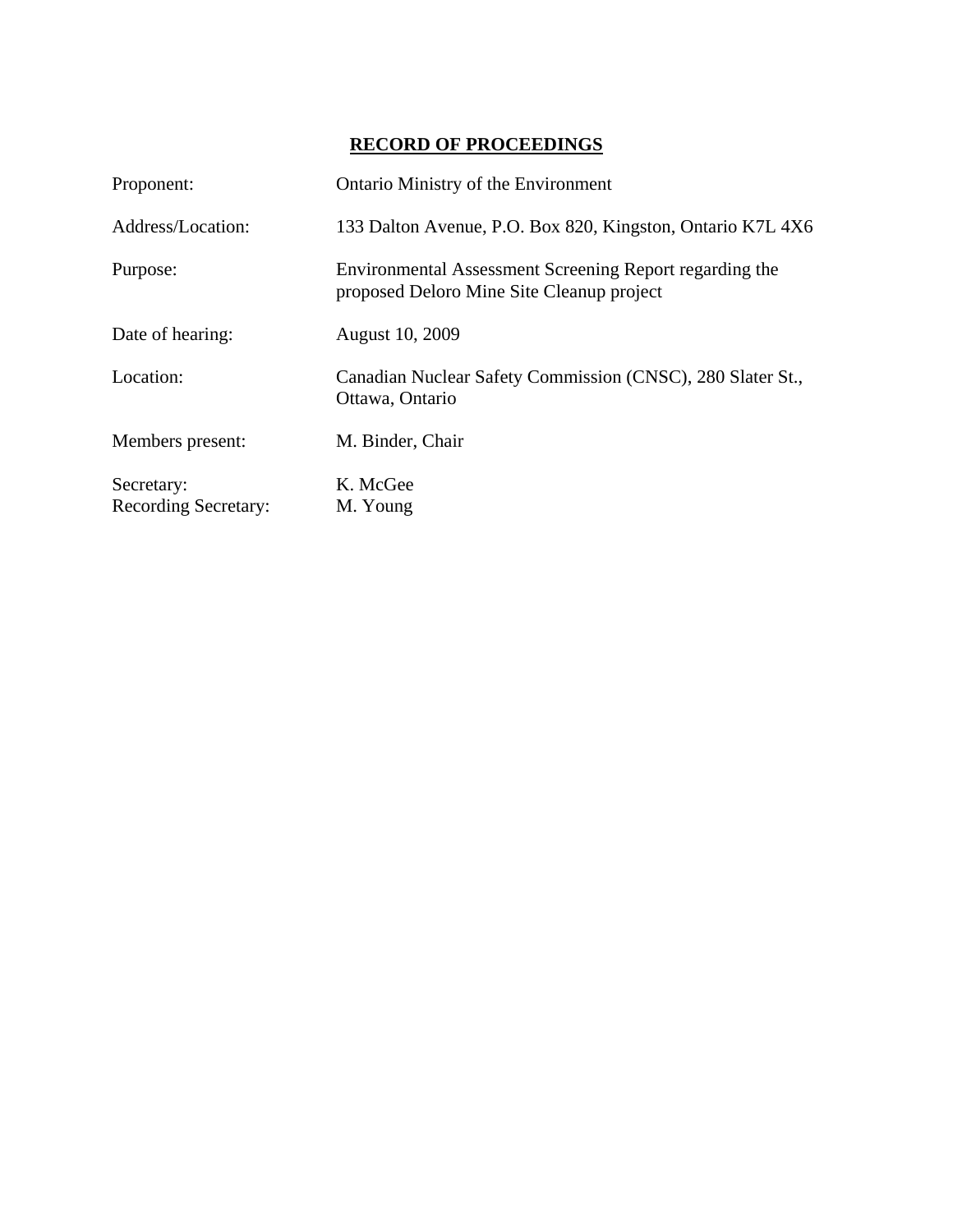# RECORD OF PROCEEDINGS

| | |
|---|---|
| Proponent: | Ontario Ministry of the Environment |
| Address/Location: | 133 Dalton Avenue, P.O. Box 820, Kingston, Ontario K7L 4X6 |
| Purpose: | Environmental Assessment Screening Report regarding the proposed Deloro Mine Site Cleanup project |
| Date of hearing: | August 10, 2009 |
| Location: | Canadian Nuclear Safety Commission (CNSC), 280 Slater St., Ottawa, Ontario |
| Members present: | M. Binder, Chair |
| Secretary: | K. McGee |
| Recording Secretary: | M. Young |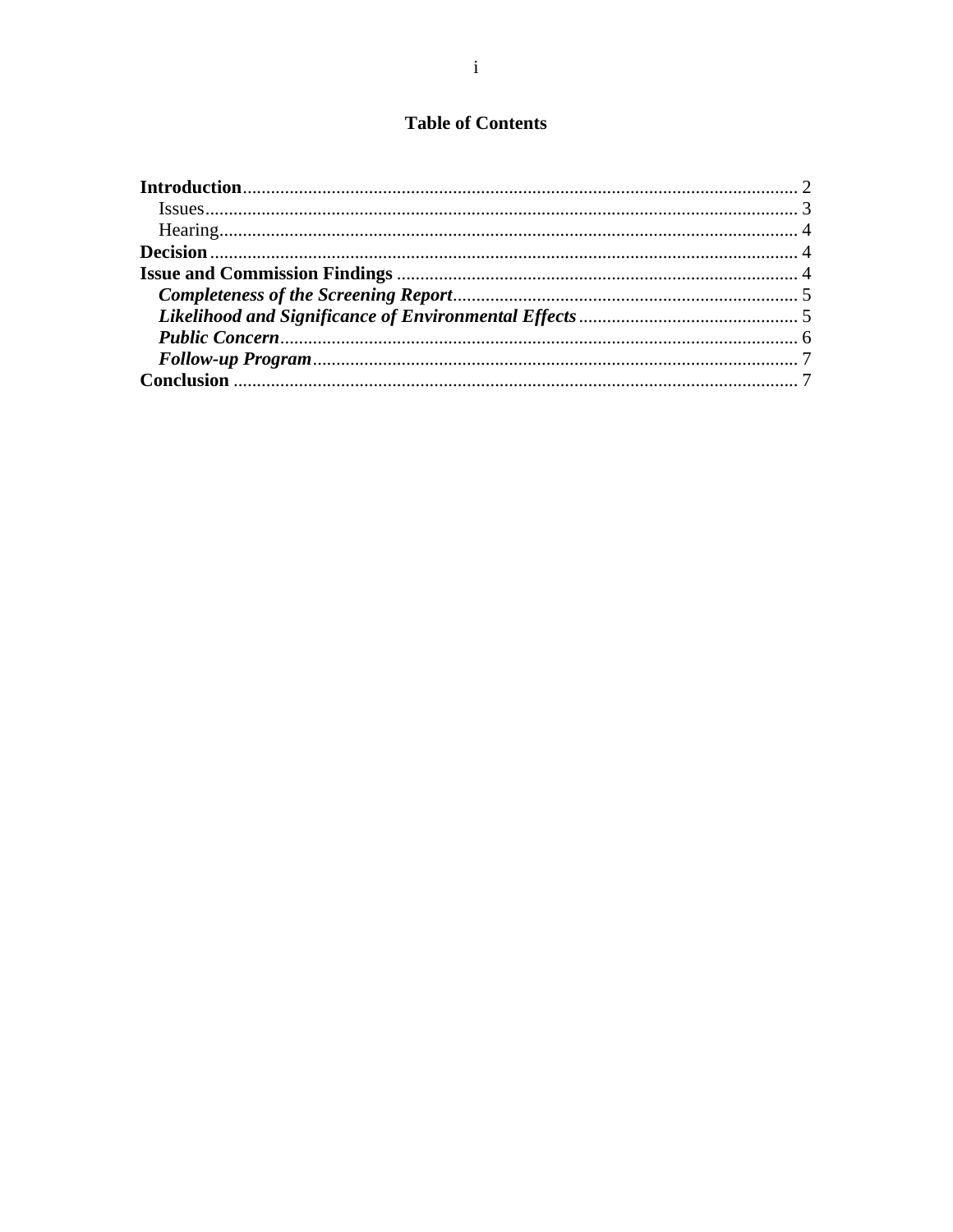# Table of Contents

**Introduction** ........ 2
- Issues ........ 3
- Hearing ........ 4

**Decision** ........ 4

**Issue and Commission Findings** ........ 4
- ***Completeness of the Screening Report*** ........ 5
- ***Likelihood and Significance of Environmental Effects*** ........ 5
- ***Public Concern*** ........ 6
- ***Follow-up Program*** ........ 7

**Conclusion** ........ 7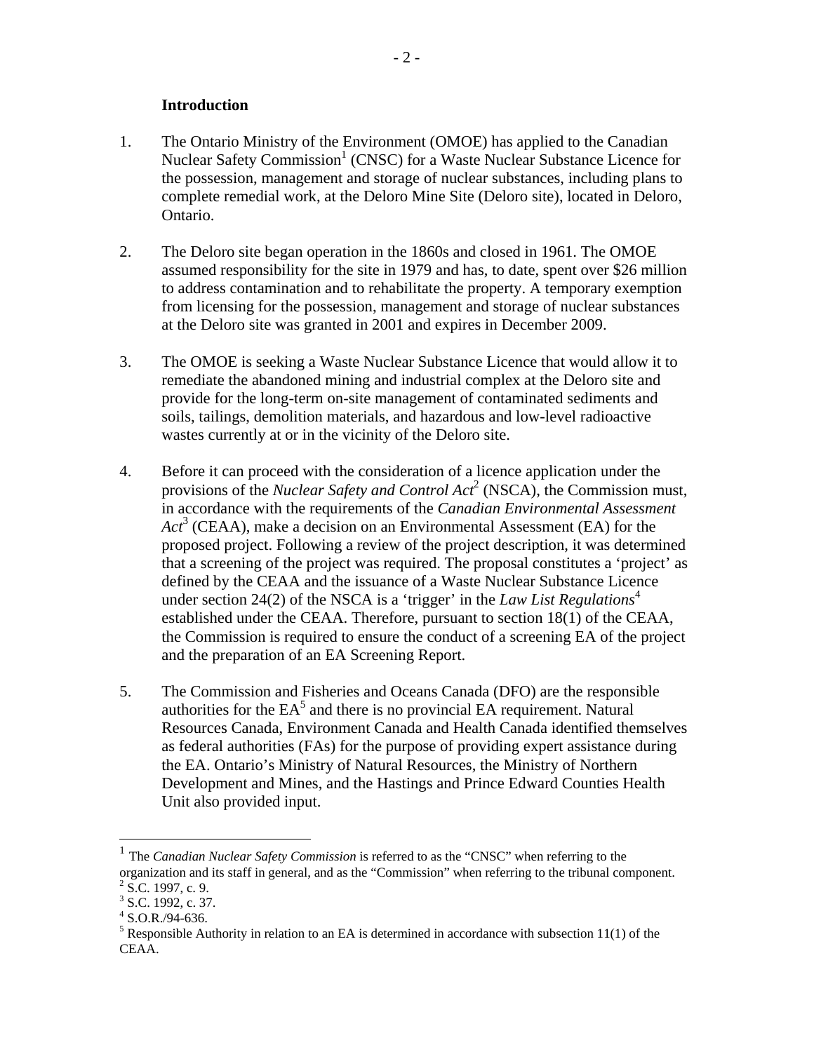**Introduction**

1. The Ontario Ministry of the Environment (OMOE) has applied to the Canadian Nuclear Safety Commission[1] (CNSC) for a Waste Nuclear Substance Licence for the possession, management and storage of nuclear substances, including plans to complete remedial work, at the Deloro Mine Site (Deloro site), located in Deloro, Ontario.

2. The Deloro site began operation in the 1860s and closed in 1961. The OMOE assumed responsibility for the site in 1979 and has, to date, spent over $26 million to address contamination and to rehabilitate the property. A temporary exemption from licensing for the possession, management and storage of nuclear substances at the Deloro site was granted in 2001 and expires in December 2009.

3. The OMOE is seeking a Waste Nuclear Substance Licence that would allow it to remediate the abandoned mining and industrial complex at the Deloro site and provide for the long-term on-site management of contaminated sediments and soils, tailings, demolition materials, and hazardous and low-level radioactive wastes currently at or in the vicinity of the Deloro site.

4. Before it can proceed with the consideration of a licence application under the provisions of the *Nuclear Safety and Control Act*[2] (NSCA), the Commission must, in accordance with the requirements of the *Canadian Environmental Assessment Act*[3] (CEAA), make a decision on an Environmental Assessment (EA) for the proposed project. Following a review of the project description, it was determined that a screening of the project was required. The proposal constitutes a 'project' as defined by the CEAA and the issuance of a Waste Nuclear Substance Licence under section 24(2) of the NSCA is a 'trigger' in the *Law List Regulations*[4] established under the CEAA. Therefore, pursuant to section 18(1) of the CEAA, the Commission is required to ensure the conduct of a screening EA of the project and the preparation of an EA Screening Report.

5. The Commission and Fisheries and Oceans Canada (DFO) are the responsible authorities for the EA[5] and there is no provincial EA requirement. Natural Resources Canada, Environment Canada and Health Canada identified themselves as federal authorities (FAs) for the purpose of providing expert assistance during the EA. Ontario's Ministry of Natural Resources, the Ministry of Northern Development and Mines, and the Hastings and Prince Edward Counties Health Unit also provided input.

---

[1] The *Canadian Nuclear Safety Commission* is referred to as the "CNSC" when referring to the organization and its staff in general, and as the "Commission" when referring to the tribunal component.
[2] S.C. 1997, c. 9.
[3] S.C. 1992, c. 37.
[4] S.O.R./94-636.
[5] Responsible Authority in relation to an EA is determined in accordance with subsection 11(1) of the CEAA.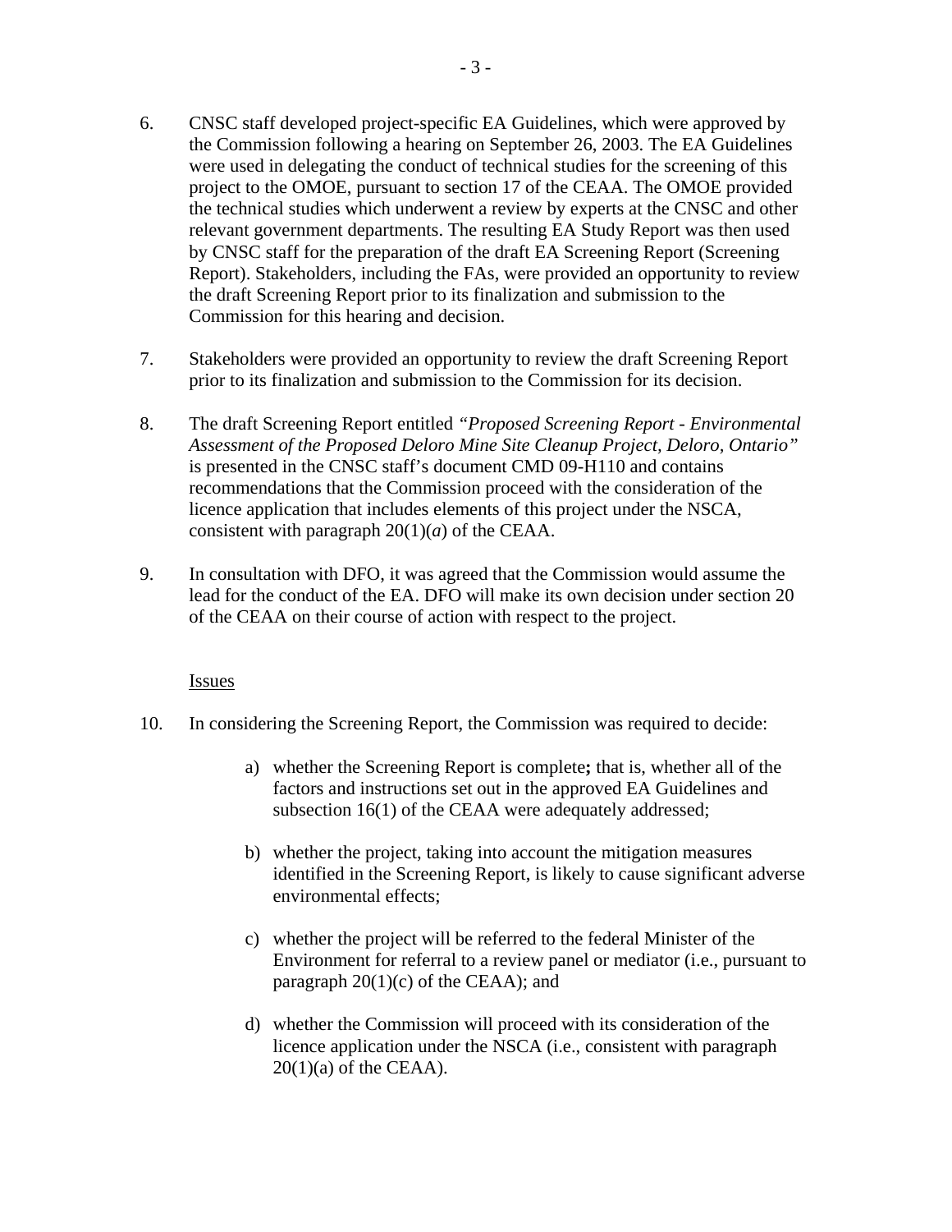6. CNSC staff developed project-specific EA Guidelines, which were approved by the Commission following a hearing on September 26, 2003. The EA Guidelines were used in delegating the conduct of technical studies for the screening of this project to the OMOE, pursuant to section 17 of the CEAA. The OMOE provided the technical studies which underwent a review by experts at the CNSC and other relevant government departments. The resulting EA Study Report was then used by CNSC staff for the preparation of the draft EA Screening Report (Screening Report). Stakeholders, including the FAs, were provided an opportunity to review the draft Screening Report prior to its finalization and submission to the Commission for this hearing and decision.

7. Stakeholders were provided an opportunity to review the draft Screening Report prior to its finalization and submission to the Commission for its decision.

8. The draft Screening Report entitled *"Proposed Screening Report - Environmental Assessment of the Proposed Deloro Mine Site Cleanup Project, Deloro, Ontario"* is presented in the CNSC staff's document CMD 09-H110 and contains recommendations that the Commission proceed with the consideration of the licence application that includes elements of this project under the NSCA, consistent with paragraph 20(1)(*a*) of the CEAA.

9. In consultation with DFO, it was agreed that the Commission would assume the lead for the conduct of the EA. DFO will make its own decision under section 20 of the CEAA on their course of action with respect to the project.

## Issues

10. In considering the Screening Report, the Commission was required to decide:

    a) whether the Screening Report is complete**;** that is, whether all of the factors and instructions set out in the approved EA Guidelines and subsection 16(1) of the CEAA were adequately addressed;

    b) whether the project, taking into account the mitigation measures identified in the Screening Report, is likely to cause significant adverse environmental effects;

    c) whether the project will be referred to the federal Minister of the Environment for referral to a review panel or mediator (i.e., pursuant to paragraph 20(1)(c) of the CEAA); and

    d) whether the Commission will proceed with its consideration of the licence application under the NSCA (i.e., consistent with paragraph 20(1)(a) of the CEAA).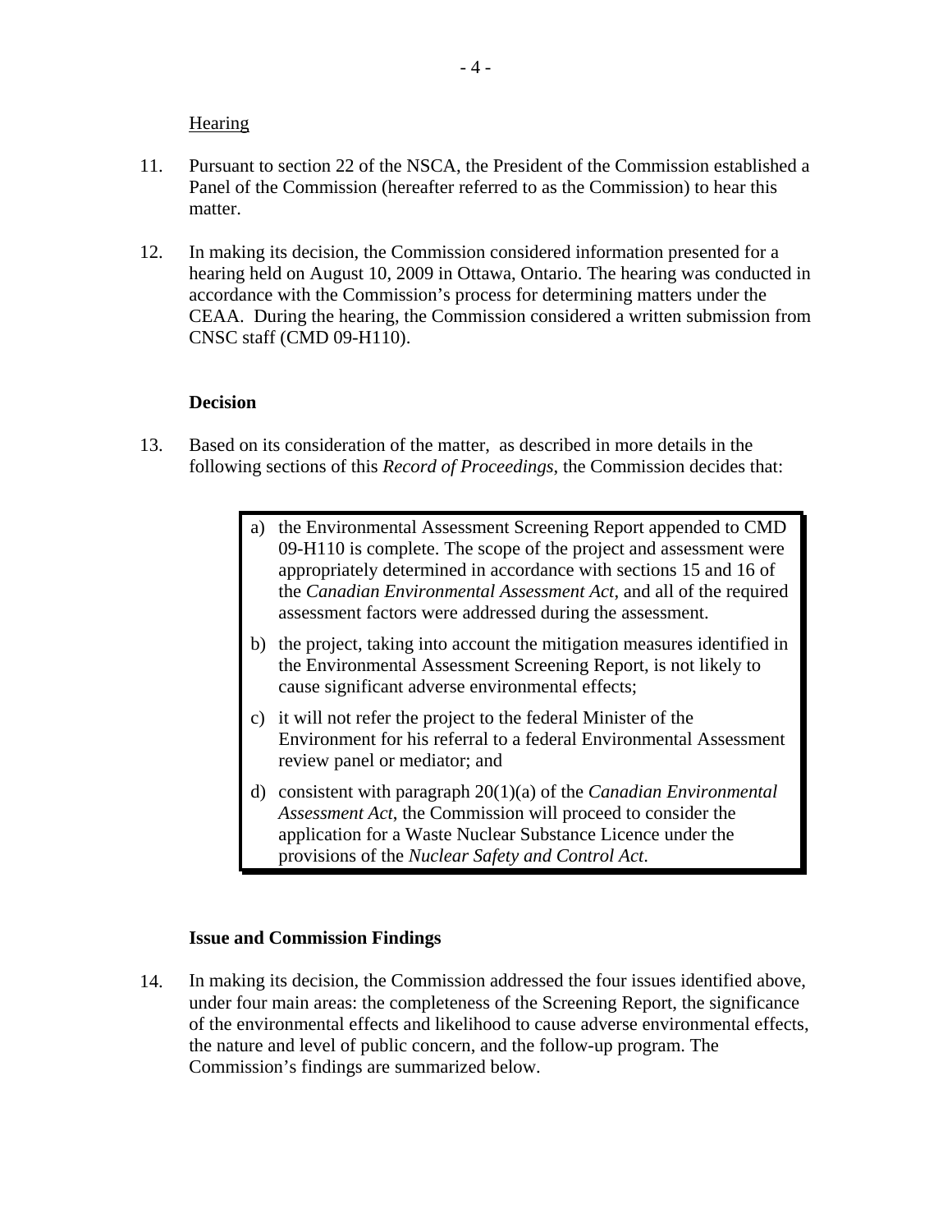Hearing

11. Pursuant to section 22 of the NSCA, the President of the Commission established a Panel of the Commission (hereafter referred to as the Commission) to hear this matter.

12. In making its decision, the Commission considered information presented for a hearing held on August 10, 2009 in Ottawa, Ontario. The hearing was conducted in accordance with the Commission's process for determining matters under the CEAA. During the hearing, the Commission considered a written submission from CNSC staff (CMD 09-H110).

**Decision**

13. Based on its consideration of the matter, as described in more details in the following sections of this *Record of Proceedings*, the Commission decides that:

> a) the Environmental Assessment Screening Report appended to CMD 09-H110 is complete. The scope of the project and assessment were appropriately determined in accordance with sections 15 and 16 of the *Canadian Environmental Assessment Act*, and all of the required assessment factors were addressed during the assessment.
>
> b) the project, taking into account the mitigation measures identified in the Environmental Assessment Screening Report, is not likely to cause significant adverse environmental effects;
>
> c) it will not refer the project to the federal Minister of the Environment for his referral to a federal Environmental Assessment review panel or mediator; and
>
> d) consistent with paragraph 20(1)(a) of the *Canadian Environmental Assessment Act*, the Commission will proceed to consider the application for a Waste Nuclear Substance Licence under the provisions of the *Nuclear Safety and Control Act*.

**Issue and Commission Findings**

14. In making its decision, the Commission addressed the four issues identified above, under four main areas: the completeness of the Screening Report, the significance of the environmental effects and likelihood to cause adverse environmental effects, the nature and level of public concern, and the follow-up program. The Commission's findings are summarized below.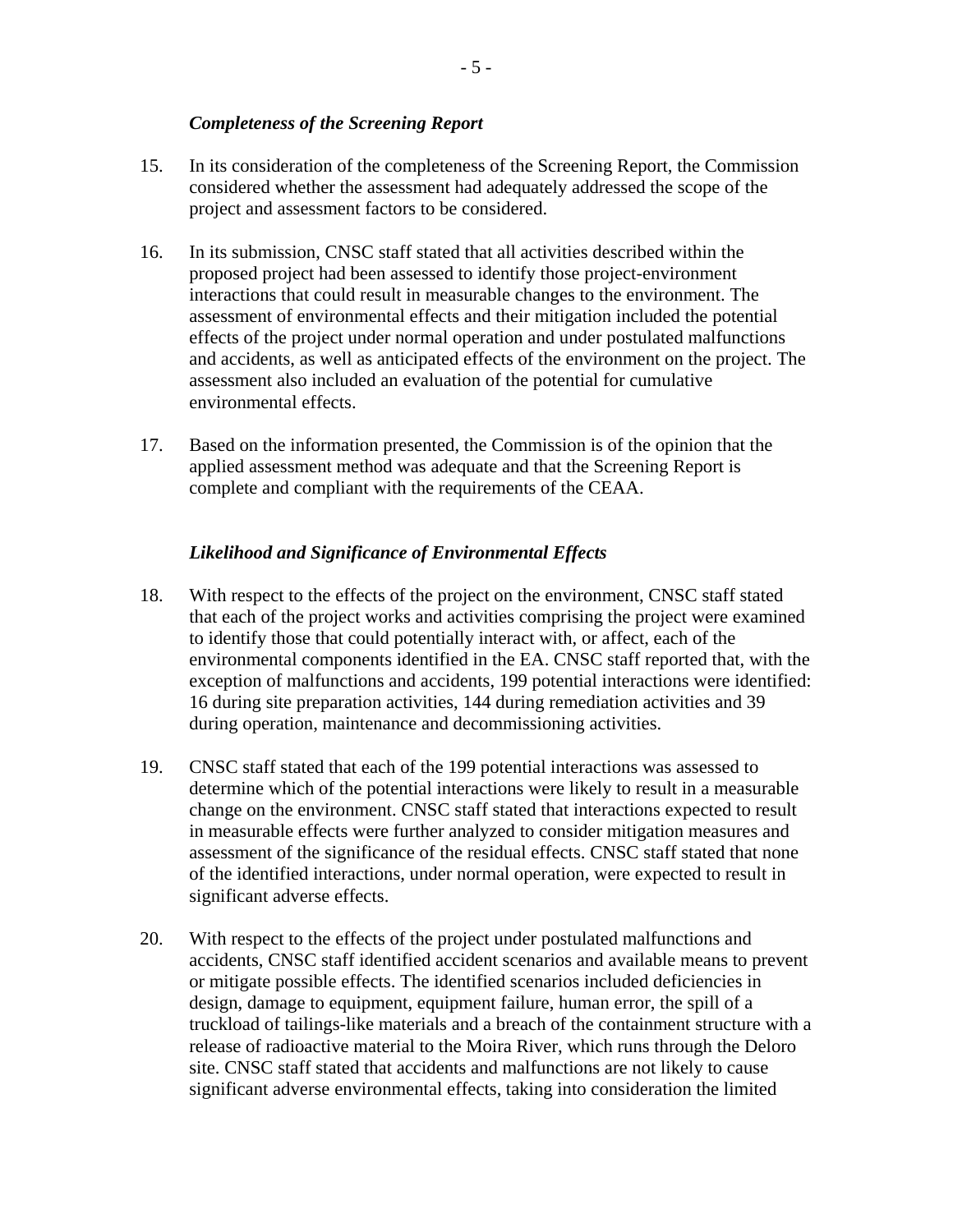### *Completeness of the Screening Report*

15. In its consideration of the completeness of the Screening Report, the Commission considered whether the assessment had adequately addressed the scope of the project and assessment factors to be considered.

16. In its submission, CNSC staff stated that all activities described within the proposed project had been assessed to identify those project-environment interactions that could result in measurable changes to the environment. The assessment of environmental effects and their mitigation included the potential effects of the project under normal operation and under postulated malfunctions and accidents, as well as anticipated effects of the environment on the project. The assessment also included an evaluation of the potential for cumulative environmental effects.

17. Based on the information presented, the Commission is of the opinion that the applied assessment method was adequate and that the Screening Report is complete and compliant with the requirements of the CEAA.

### *Likelihood and Significance of Environmental Effects*

18. With respect to the effects of the project on the environment, CNSC staff stated that each of the project works and activities comprising the project were examined to identify those that could potentially interact with, or affect, each of the environmental components identified in the EA. CNSC staff reported that, with the exception of malfunctions and accidents, 199 potential interactions were identified: 16 during site preparation activities, 144 during remediation activities and 39 during operation, maintenance and decommissioning activities.

19. CNSC staff stated that each of the 199 potential interactions was assessed to determine which of the potential interactions were likely to result in a measurable change on the environment. CNSC staff stated that interactions expected to result in measurable effects were further analyzed to consider mitigation measures and assessment of the significance of the residual effects. CNSC staff stated that none of the identified interactions, under normal operation, were expected to result in significant adverse effects.

20. With respect to the effects of the project under postulated malfunctions and accidents, CNSC staff identified accident scenarios and available means to prevent or mitigate possible effects. The identified scenarios included deficiencies in design, damage to equipment, equipment failure, human error, the spill of a truckload of tailings-like materials and a breach of the containment structure with a release of radioactive material to the Moira River, which runs through the Deloro site. CNSC staff stated that accidents and malfunctions are not likely to cause significant adverse environmental effects, taking into consideration the limited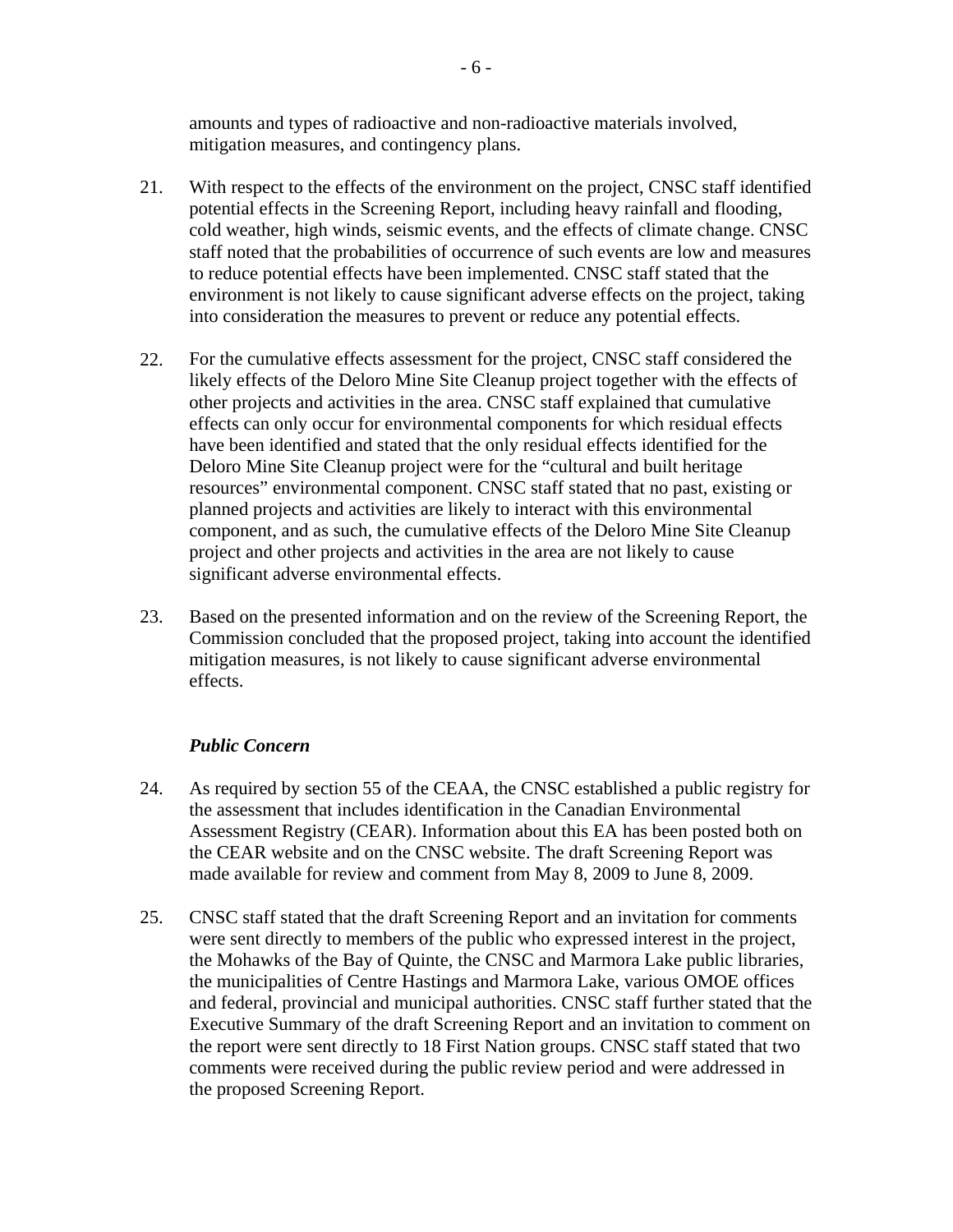amounts and types of radioactive and non-radioactive materials involved, mitigation measures, and contingency plans.

21. With respect to the effects of the environment on the project, CNSC staff identified potential effects in the Screening Report, including heavy rainfall and flooding, cold weather, high winds, seismic events, and the effects of climate change. CNSC staff noted that the probabilities of occurrence of such events are low and measures to reduce potential effects have been implemented. CNSC staff stated that the environment is not likely to cause significant adverse effects on the project, taking into consideration the measures to prevent or reduce any potential effects.

22. For the cumulative effects assessment for the project, CNSC staff considered the likely effects of the Deloro Mine Site Cleanup project together with the effects of other projects and activities in the area. CNSC staff explained that cumulative effects can only occur for environmental components for which residual effects have been identified and stated that the only residual effects identified for the Deloro Mine Site Cleanup project were for the "cultural and built heritage resources" environmental component. CNSC staff stated that no past, existing or planned projects and activities are likely to interact with this environmental component, and as such, the cumulative effects of the Deloro Mine Site Cleanup project and other projects and activities in the area are not likely to cause significant adverse environmental effects.

23. Based on the presented information and on the review of the Screening Report, the Commission concluded that the proposed project, taking into account the identified mitigation measures, is not likely to cause significant adverse environmental effects.

### *Public Concern*

24. As required by section 55 of the CEAA, the CNSC established a public registry for the assessment that includes identification in the Canadian Environmental Assessment Registry (CEAR). Information about this EA has been posted both on the CEAR website and on the CNSC website. The draft Screening Report was made available for review and comment from May 8, 2009 to June 8, 2009.

25. CNSC staff stated that the draft Screening Report and an invitation for comments were sent directly to members of the public who expressed interest in the project, the Mohawks of the Bay of Quinte, the CNSC and Marmora Lake public libraries, the municipalities of Centre Hastings and Marmora Lake, various OMOE offices and federal, provincial and municipal authorities. CNSC staff further stated that the Executive Summary of the draft Screening Report and an invitation to comment on the report were sent directly to 18 First Nation groups. CNSC staff stated that two comments were received during the public review period and were addressed in the proposed Screening Report.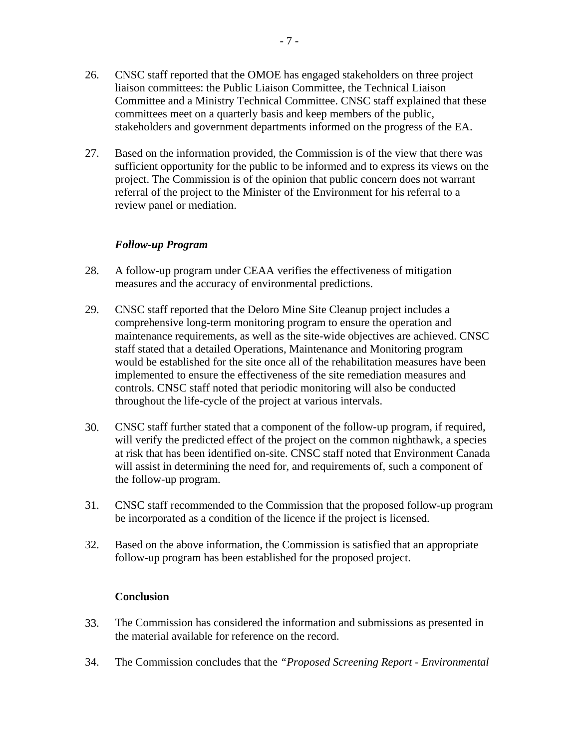26. CNSC staff reported that the OMOE has engaged stakeholders on three project liaison committees: the Public Liaison Committee, the Technical Liaison Committee and a Ministry Technical Committee. CNSC staff explained that these committees meet on a quarterly basis and keep members of the public, stakeholders and government departments informed on the progress of the EA.

27. Based on the information provided, the Commission is of the view that there was sufficient opportunity for the public to be informed and to express its views on the project. The Commission is of the opinion that public concern does not warrant referral of the project to the Minister of the Environment for his referral to a review panel or mediation.

### *Follow-up Program*

28. A follow-up program under CEAA verifies the effectiveness of mitigation measures and the accuracy of environmental predictions.

29. CNSC staff reported that the Deloro Mine Site Cleanup project includes a comprehensive long-term monitoring program to ensure the operation and maintenance requirements, as well as the site-wide objectives are achieved. CNSC staff stated that a detailed Operations, Maintenance and Monitoring program would be established for the site once all of the rehabilitation measures have been implemented to ensure the effectiveness of the site remediation measures and controls. CNSC staff noted that periodic monitoring will also be conducted throughout the life-cycle of the project at various intervals.

30. CNSC staff further stated that a component of the follow-up program, if required, will verify the predicted effect of the project on the common nighthawk, a species at risk that has been identified on-site. CNSC staff noted that Environment Canada will assist in determining the need for, and requirements of, such a component of the follow-up program.

31. CNSC staff recommended to the Commission that the proposed follow-up program be incorporated as a condition of the licence if the project is licensed.

32. Based on the above information, the Commission is satisfied that an appropriate follow-up program has been established for the proposed project.

### Conclusion

33. The Commission has considered the information and submissions as presented in the material available for reference on the record.

34. The Commission concludes that the *"Proposed Screening Report - Environmental*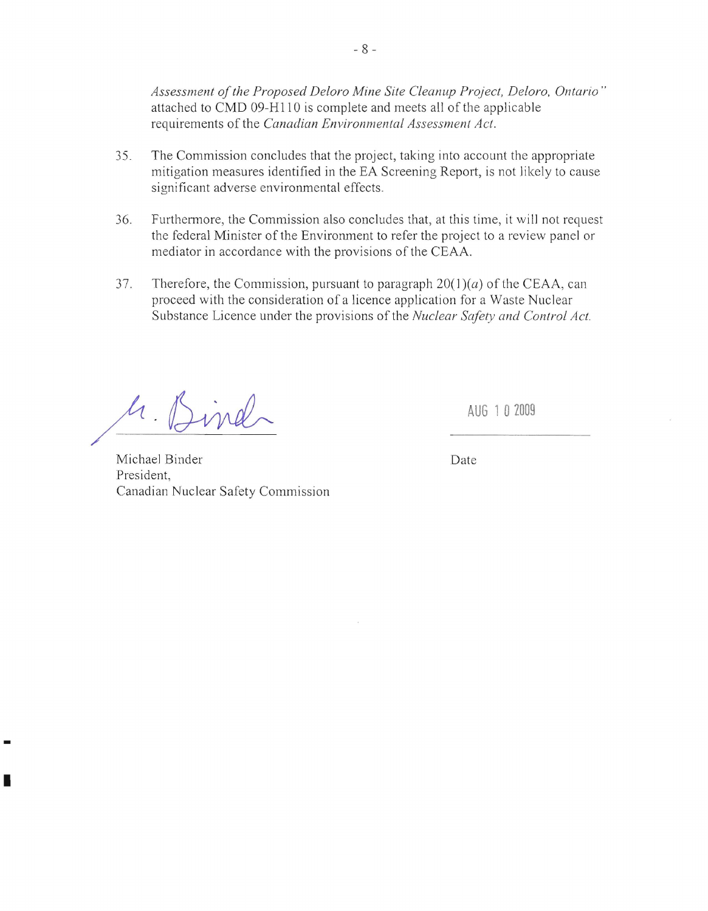*Assessment of the Proposed Deloro Mine Site Cleanup Project, Deloro, Ontario"* attached to CMD 09-H110 is complete and meets all of the applicable requirements of the *Canadian Environmental Assessment Act.*

35. The Commission concludes that the project, taking into account the appropriate mitigation measures identified in the EA Screening Report, is not likely to cause significant adverse environmental effects.

36. Furthermore, the Commission also concludes that, at this time, it will not request the federal Minister of the Environment to refer the project to a review panel or mediator in accordance with the provisions of the CEAA.

37. Therefore, the Commission, pursuant to paragraph 20(1)(*a*) of the CEAA, can proceed with the consideration of a licence application for a Waste Nuclear Substance Licence under the provisions of the *Nuclear Safety and Control Act.*

M. Binder

Michael Binder
President,
Canadian Nuclear Safety Commission

AUG 10 2009

Date